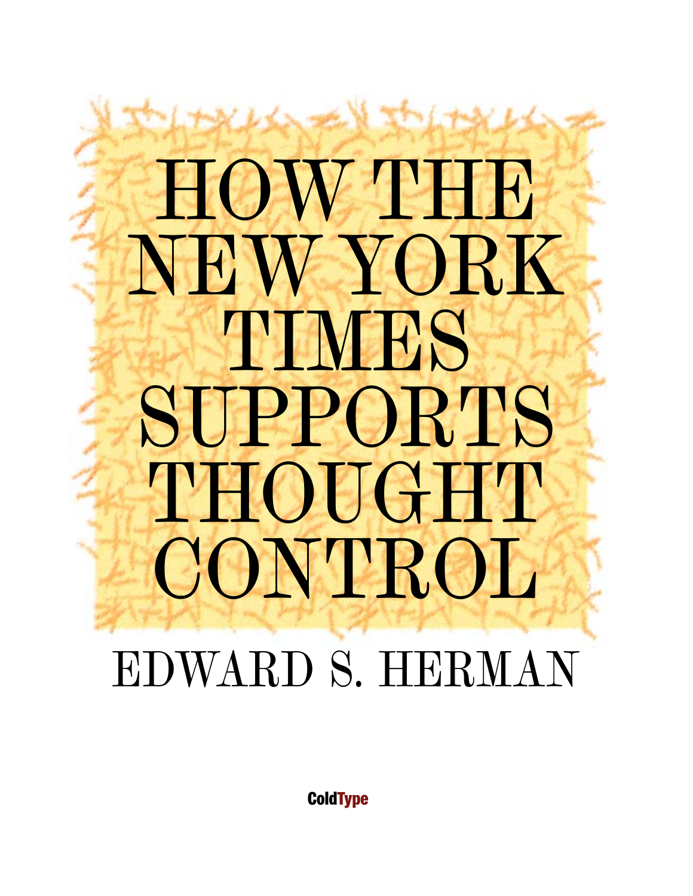# HOW THE NEW YORK TIMES SUPPORTS THOUGHT CONTROL

## EDWARD S. HERMAN

ColdType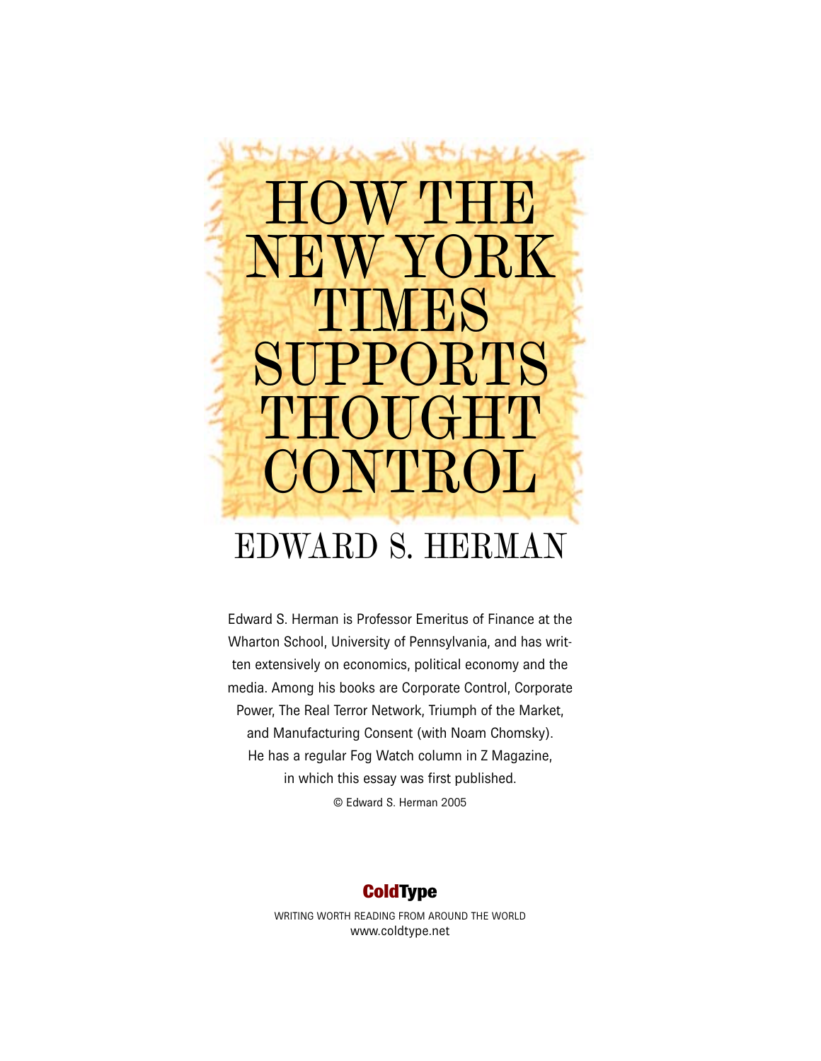# HOW THE NEW YORK TIMES SUPPORTS THOUGHT CONTROL

## EDWARD S. HERMAN

Edward S. Herman is Professor Emeritus of Finance at the Wharton School, University of Pennsylvania, and has written extensively on economics, political economy and the media. Among his books are Corporate Control, Corporate Power, The Real Terror Network, Triumph of the Market, and Manufacturing Consent (with Noam Chomsky). He has a regular Fog Watch column in Z Magazine, in which this essay was first published.

© Edward S. Herman 2005

**ColdType**

WRITING WORTH READING FROM AROUND THE WORLD
www.coldtype.net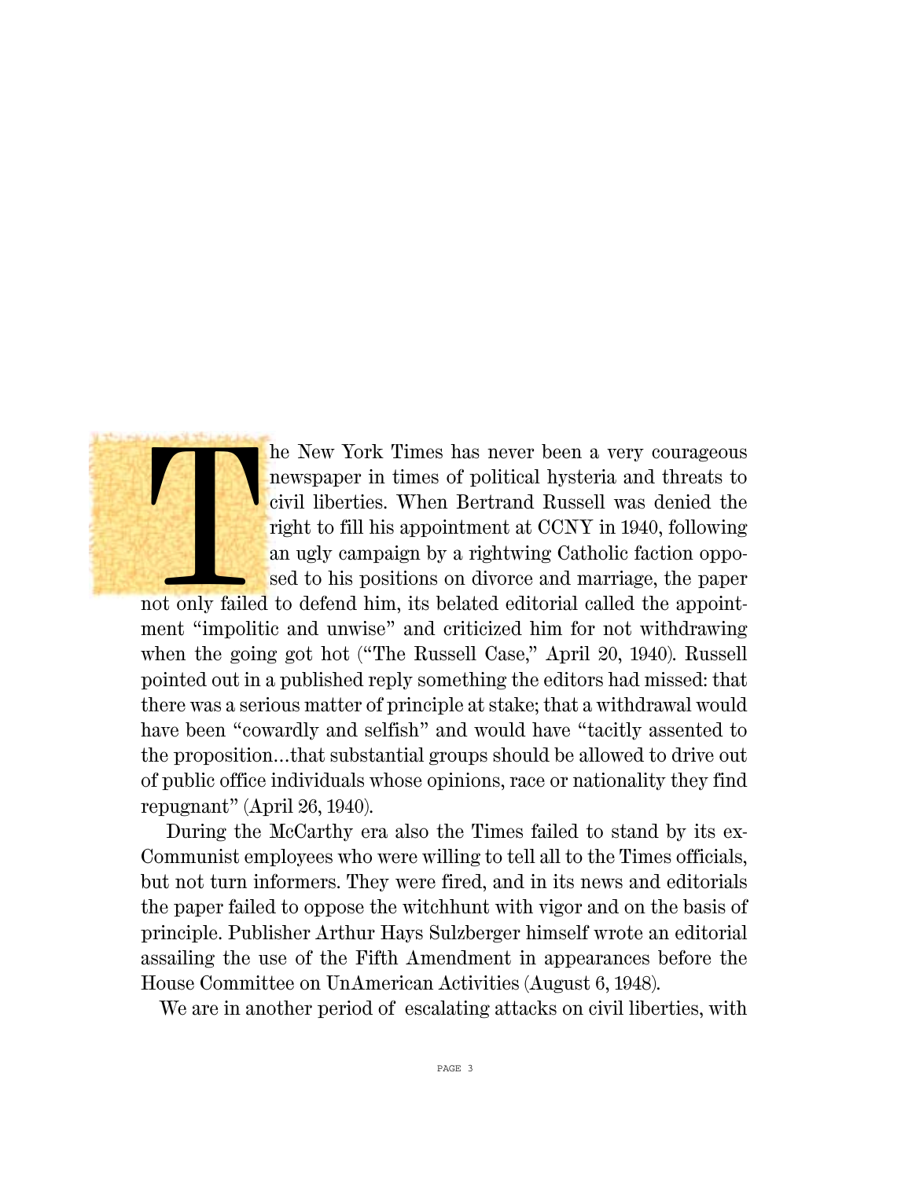The New York Times has never been a very courageous newspaper in times of political hysteria and threats to civil liberties. When Bertrand Russell was denied the right to fill his appointment at CCNY in 1940, following an ugly campaign by a rightwing Catholic faction opposed to his positions on divorce and marriage, the paper not only failed to defend him, its belated editorial called the appointment "impolitic and unwise" and criticized him for not withdrawing when the going got hot ("The Russell Case," April 20, 1940). Russell pointed out in a published reply something the editors had missed: that there was a serious matter of principle at stake; that a withdrawal would have been "cowardly and selfish" and would have "tacitly assented to the proposition…that substantial groups should be allowed to drive out of public office individuals whose opinions, race or nationality they find repugnant" (April 26, 1940).

During the McCarthy era also the Times failed to stand by its ex-Communist employees who were willing to tell all to the Times officials, but not turn informers. They were fired, and in its news and editorials the paper failed to oppose the witchhunt with vigor and on the basis of principle. Publisher Arthur Hays Sulzberger himself wrote an editorial assailing the use of the Fifth Amendment in appearances before the House Committee on UnAmerican Activities (August 6, 1948).

We are in another period of escalating attacks on civil liberties, with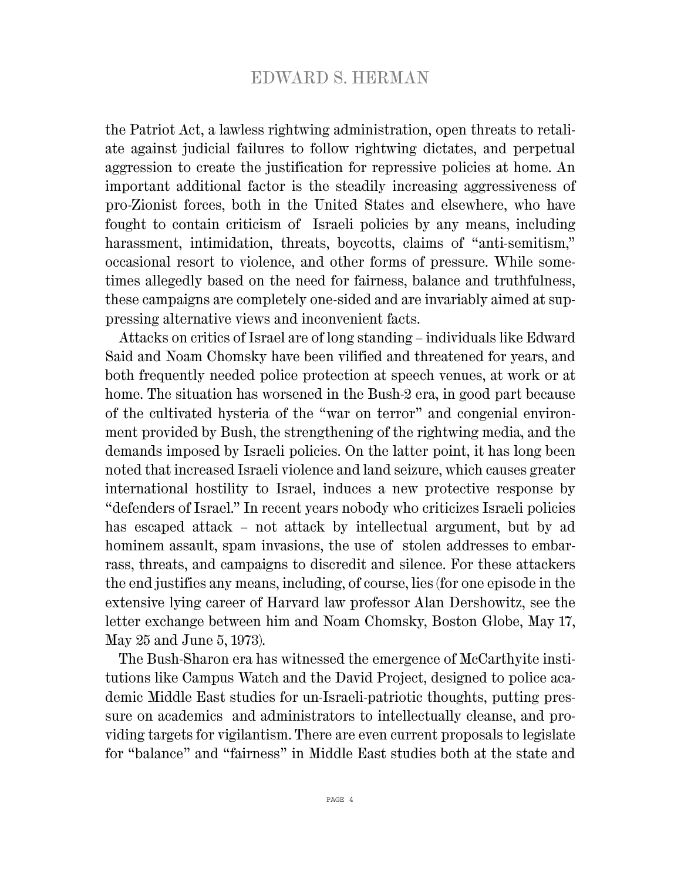the Patriot Act, a lawless rightwing administration, open threats to retaliate against judicial failures to follow rightwing dictates, and perpetual aggression to create the justification for repressive policies at home. An important additional factor is the steadily increasing aggressiveness of pro-Zionist forces, both in the United States and elsewhere, who have fought to contain criticism of Israeli policies by any means, including harassment, intimidation, threats, boycotts, claims of "anti-semitism," occasional resort to violence, and other forms of pressure. While sometimes allegedly based on the need for fairness, balance and truthfulness, these campaigns are completely one-sided and are invariably aimed at suppressing alternative views and inconvenient facts.

Attacks on critics of Israel are of long standing – individuals like Edward Said and Noam Chomsky have been vilified and threatened for years, and both frequently needed police protection at speech venues, at work or at home. The situation has worsened in the Bush-2 era, in good part because of the cultivated hysteria of the "war on terror" and congenial environment provided by Bush, the strengthening of the rightwing media, and the demands imposed by Israeli policies. On the latter point, it has long been noted that increased Israeli violence and land seizure, which causes greater international hostility to Israel, induces a new protective response by "defenders of Israel." In recent years nobody who criticizes Israeli policies has escaped attack – not attack by intellectual argument, but by ad hominem assault, spam invasions, the use of stolen addresses to embarrass, threats, and campaigns to discredit and silence. For these attackers the end justifies any means, including, of course, lies (for one episode in the extensive lying career of Harvard law professor Alan Dershowitz, see the letter exchange between him and Noam Chomsky, Boston Globe, May 17, May 25 and June 5, 1973).

The Bush-Sharon era has witnessed the emergence of McCarthyite institutions like Campus Watch and the David Project, designed to police academic Middle East studies for un-Israeli-patriotic thoughts, putting pressure on academics and administrators to intellectually cleanse, and providing targets for vigilantism. There are even current proposals to legislate for "balance" and "fairness" in Middle East studies both at the state and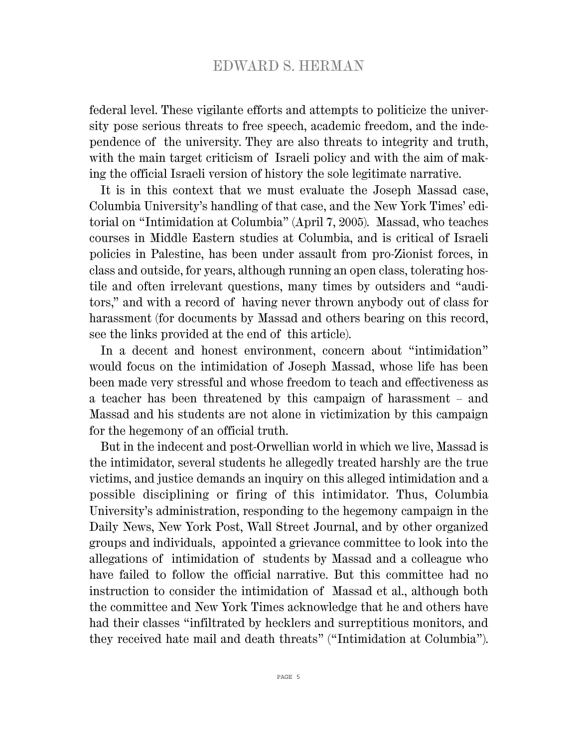federal level. These vigilante efforts and attempts to politicize the university pose serious threats to free speech, academic freedom, and the independence of the university. They are also threats to integrity and truth, with the main target criticism of Israeli policy and with the aim of making the official Israeli version of history the sole legitimate narrative.

It is in this context that we must evaluate the Joseph Massad case, Columbia University's handling of that case, and the New York Times' editorial on "Intimidation at Columbia" (April 7, 2005). Massad, who teaches courses in Middle Eastern studies at Columbia, and is critical of Israeli policies in Palestine, has been under assault from pro-Zionist forces, in class and outside, for years, although running an open class, tolerating hostile and often irrelevant questions, many times by outsiders and "auditors," and with a record of having never thrown anybody out of class for harassment (for documents by Massad and others bearing on this record, see the links provided at the end of this article).

In a decent and honest environment, concern about "intimidation" would focus on the intimidation of Joseph Massad, whose life has been been made very stressful and whose freedom to teach and effectiveness as a teacher has been threatened by this campaign of harassment – and Massad and his students are not alone in victimization by this campaign for the hegemony of an official truth.

But in the indecent and post-Orwellian world in which we live, Massad is the intimidator, several students he allegedly treated harshly are the true victims, and justice demands an inquiry on this alleged intimidation and a possible disciplining or firing of this intimidator. Thus, Columbia University's administration, responding to the hegemony campaign in the Daily News, New York Post, Wall Street Journal, and by other organized groups and individuals, appointed a grievance committee to look into the allegations of intimidation of students by Massad and a colleague who have failed to follow the official narrative. But this committee had no instruction to consider the intimidation of Massad et al., although both the committee and New York Times acknowledge that he and others have had their classes "infiltrated by hecklers and surreptitious monitors, and they received hate mail and death threats" ("Intimidation at Columbia").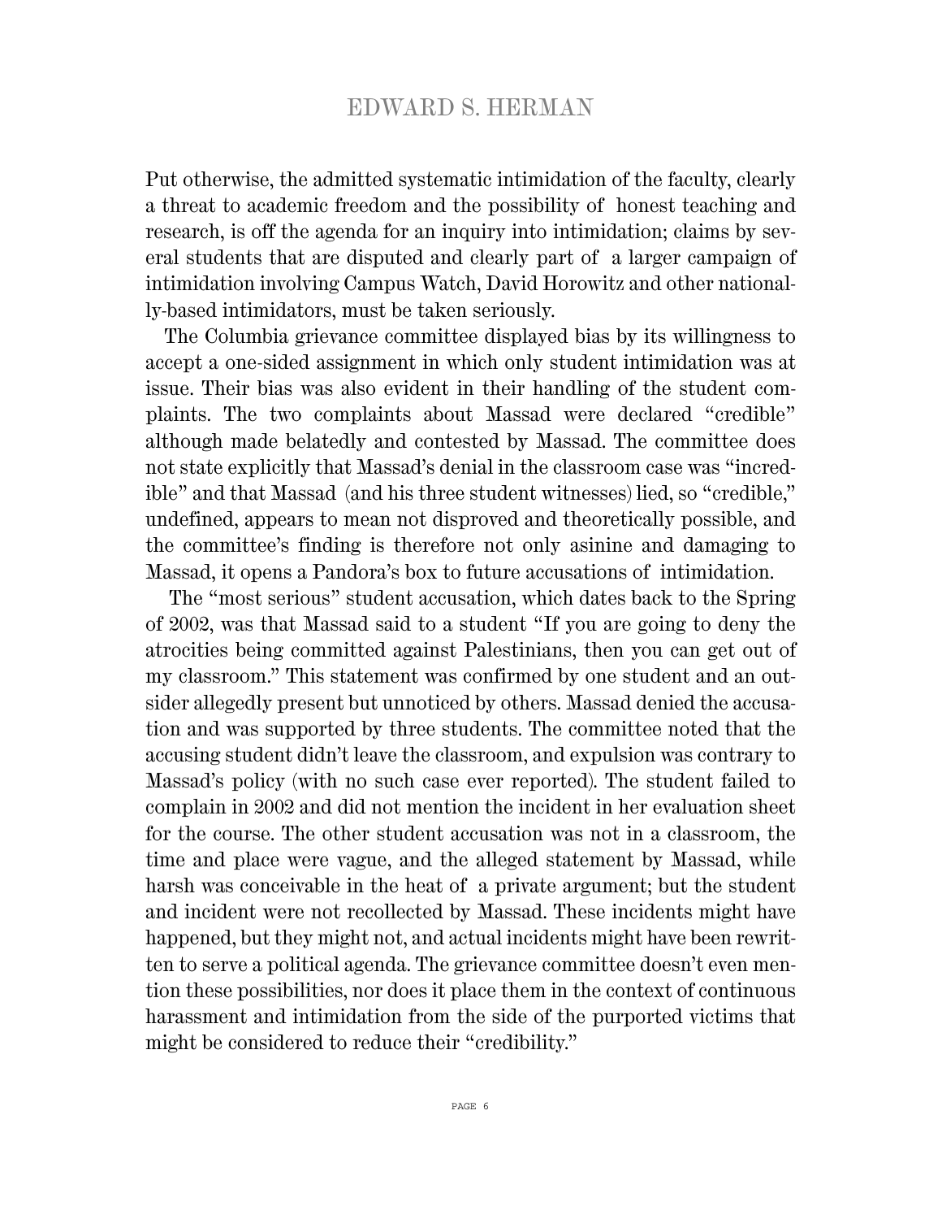Put otherwise, the admitted systematic intimidation of the faculty, clearly a threat to academic freedom and the possibility of honest teaching and research, is off the agenda for an inquiry into intimidation; claims by several students that are disputed and clearly part of a larger campaign of intimidation involving Campus Watch, David Horowitz and other nationally-based intimidators, must be taken seriously.

The Columbia grievance committee displayed bias by its willingness to accept a one-sided assignment in which only student intimidation was at issue. Their bias was also evident in their handling of the student complaints. The two complaints about Massad were declared "credible" although made belatedly and contested by Massad. The committee does not state explicitly that Massad's denial in the classroom case was "incredible" and that Massad (and his three student witnesses) lied, so "credible," undefined, appears to mean not disproved and theoretically possible, and the committee's finding is therefore not only asinine and damaging to Massad, it opens a Pandora's box to future accusations of intimidation.

The "most serious" student accusation, which dates back to the Spring of 2002, was that Massad said to a student "If you are going to deny the atrocities being committed against Palestinians, then you can get out of my classroom." This statement was confirmed by one student and an outsider allegedly present but unnoticed by others. Massad denied the accusation and was supported by three students. The committee noted that the accusing student didn't leave the classroom, and expulsion was contrary to Massad's policy (with no such case ever reported). The student failed to complain in 2002 and did not mention the incident in her evaluation sheet for the course. The other student accusation was not in a classroom, the time and place were vague, and the alleged statement by Massad, while harsh was conceivable in the heat of a private argument; but the student and incident were not recollected by Massad. These incidents might have happened, but they might not, and actual incidents might have been rewritten to serve a political agenda. The grievance committee doesn't even mention these possibilities, nor does it place them in the context of continuous harassment and intimidation from the side of the purported victims that might be considered to reduce their "credibility."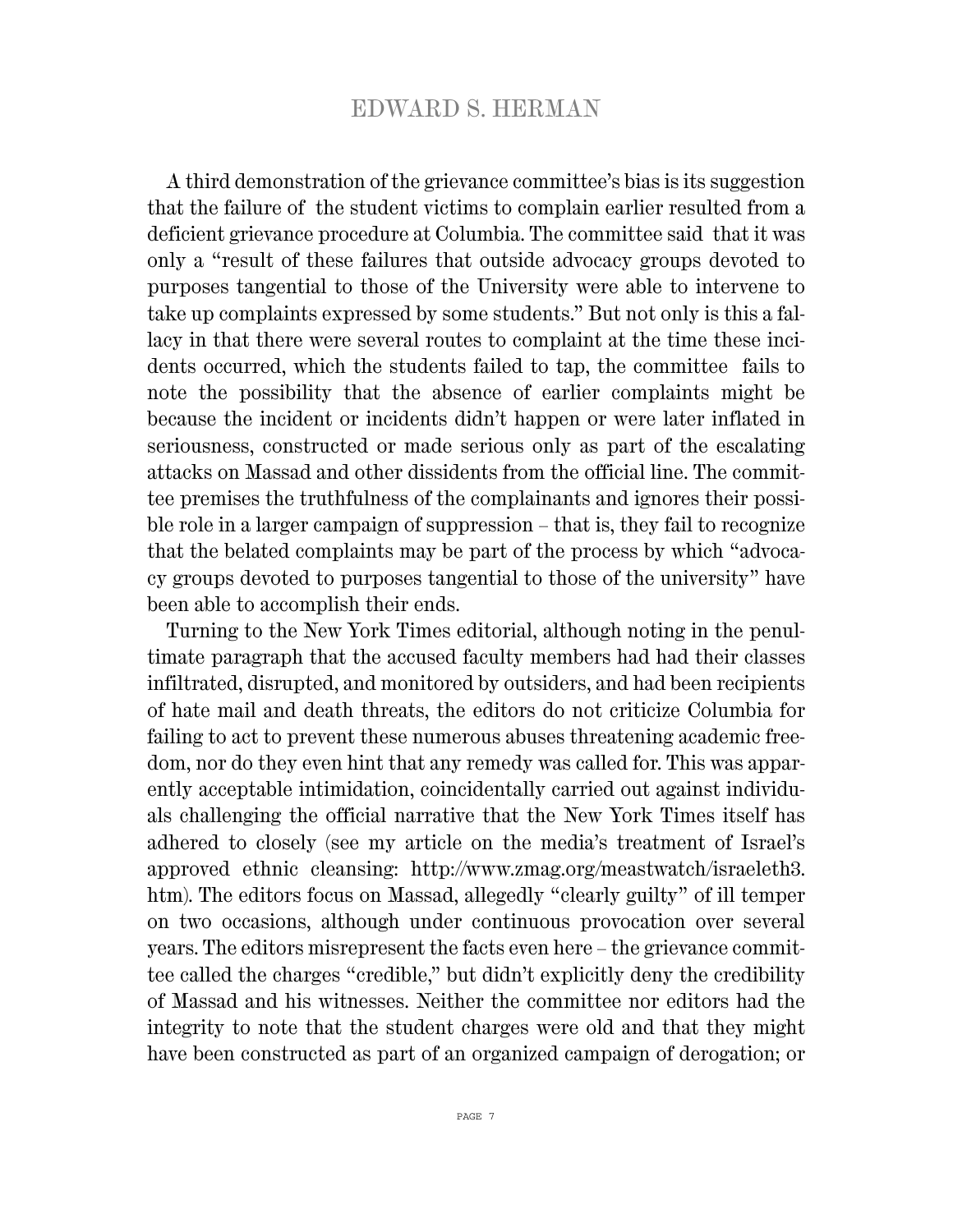A third demonstration of the grievance committee's bias is its suggestion that the failure of the student victims to complain earlier resulted from a deficient grievance procedure at Columbia. The committee said that it was only a "result of these failures that outside advocacy groups devoted to purposes tangential to those of the University were able to intervene to take up complaints expressed by some students." But not only is this a fallacy in that there were several routes to complaint at the time these incidents occurred, which the students failed to tap, the committee fails to note the possibility that the absence of earlier complaints might be because the incident or incidents didn't happen or were later inflated in seriousness, constructed or made serious only as part of the escalating attacks on Massad and other dissidents from the official line. The committee premises the truthfulness of the complainants and ignores their possible role in a larger campaign of suppression – that is, they fail to recognize that the belated complaints may be part of the process by which "advocacy groups devoted to purposes tangential to those of the university" have been able to accomplish their ends.

Turning to the New York Times editorial, although noting in the penultimate paragraph that the accused faculty members had had their classes infiltrated, disrupted, and monitored by outsiders, and had been recipients of hate mail and death threats, the editors do not criticize Columbia for failing to act to prevent these numerous abuses threatening academic freedom, nor do they even hint that any remedy was called for. This was apparently acceptable intimidation, coincidentally carried out against individuals challenging the official narrative that the New York Times itself has adhered to closely (see my article on the media's treatment of Israel's approved ethnic cleansing: http://www.zmag.org/meastwatch/israeleth3.htm). The editors focus on Massad, allegedly "clearly guilty" of ill temper on two occasions, although under continuous provocation over several years. The editors misrepresent the facts even here – the grievance committee called the charges "credible," but didn't explicitly deny the credibility of Massad and his witnesses. Neither the committee nor editors had the integrity to note that the student charges were old and that they might have been constructed as part of an organized campaign of derogation; or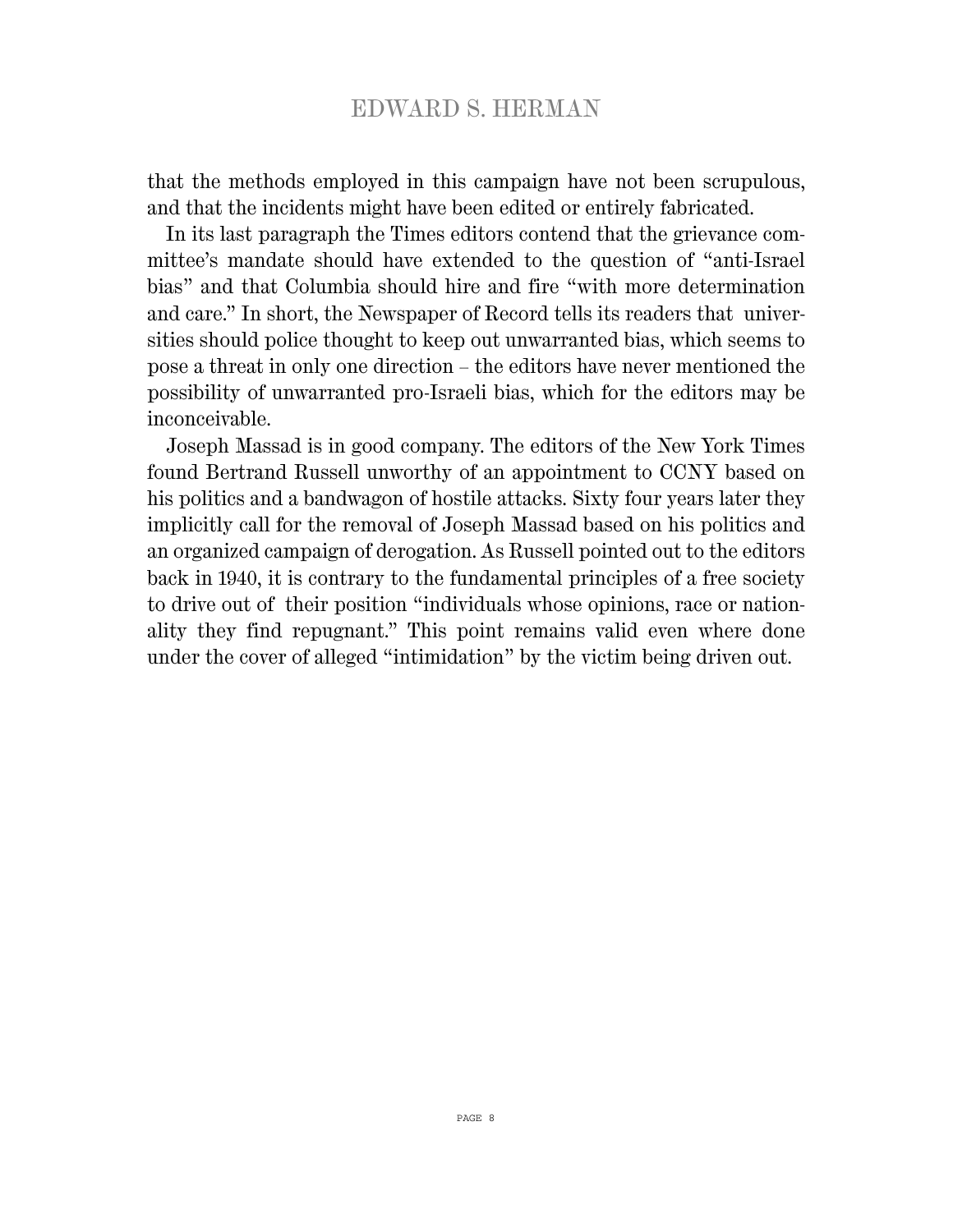that the methods employed in this campaign have not been scrupulous, and that the incidents might have been edited or entirely fabricated.

In its last paragraph the Times editors contend that the grievance committee's mandate should have extended to the question of "anti-Israel bias" and that Columbia should hire and fire "with more determination and care." In short, the Newspaper of Record tells its readers that universities should police thought to keep out unwarranted bias, which seems to pose a threat in only one direction – the editors have never mentioned the possibility of unwarranted pro-Israeli bias, which for the editors may be inconceivable.

Joseph Massad is in good company. The editors of the New York Times found Bertrand Russell unworthy of an appointment to CCNY based on his politics and a bandwagon of hostile attacks. Sixty four years later they implicitly call for the removal of Joseph Massad based on his politics and an organized campaign of derogation. As Russell pointed out to the editors back in 1940, it is contrary to the fundamental principles of a free society to drive out of their position "individuals whose opinions, race or nationality they find repugnant." This point remains valid even where done under the cover of alleged "intimidation" by the victim being driven out.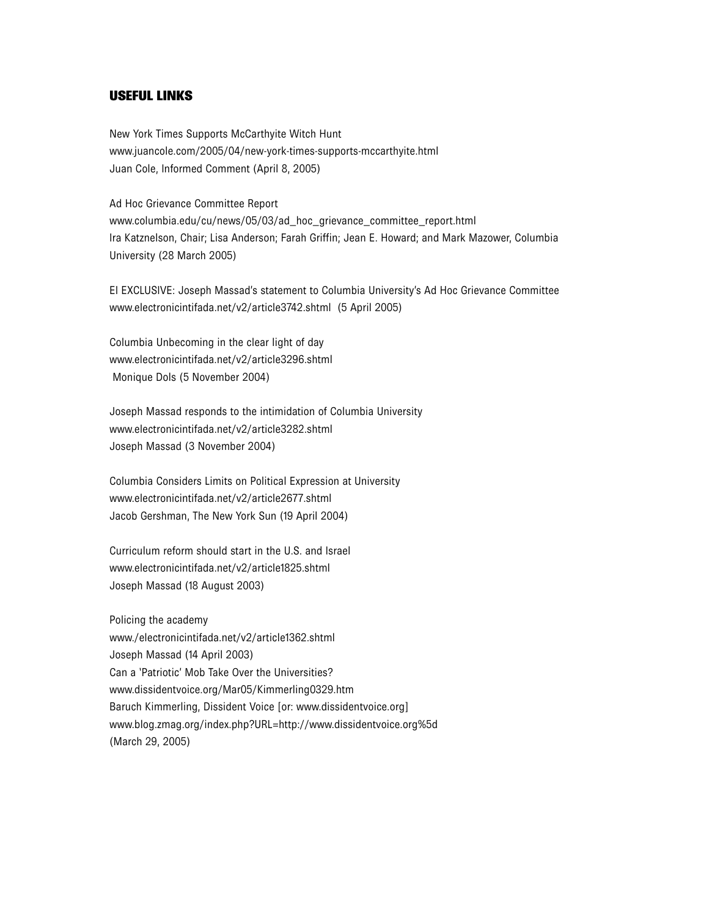## USEFUL LINKS

New York Times Supports McCarthyite Witch Hunt
www.juancole.com/2005/04/new-york-times-supports-mccarthyite.html
Juan Cole, Informed Comment (April 8, 2005)

Ad Hoc Grievance Committee Report
www.columbia.edu/cu/news/05/03/ad_hoc_grievance_committee_report.html
Ira Katznelson, Chair; Lisa Anderson; Farah Griffin; Jean E. Howard; and Mark Mazower, Columbia University (28 March 2005)

EI EXCLUSIVE: Joseph Massad's statement to Columbia University's Ad Hoc Grievance Committee
www.electronicintifada.net/v2/article3742.shtml (5 April 2005)

Columbia Unbecoming in the clear light of day
www.electronicintifada.net/v2/article3296.shtml
Monique Dols (5 November 2004)

Joseph Massad responds to the intimidation of Columbia University
www.electronicintifada.net/v2/article3282.shtml
Joseph Massad (3 November 2004)

Columbia Considers Limits on Political Expression at University
www.electronicintifada.net/v2/article2677.shtml
Jacob Gershman, The New York Sun (19 April 2004)

Curriculum reform should start in the U.S. and Israel
www.electronicintifada.net/v2/article1825.shtml
Joseph Massad (18 August 2003)

Policing the academy
www./electronicintifada.net/v2/article1362.shtml
Joseph Massad (14 April 2003)
Can a 'Patriotic' Mob Take Over the Universities?
www.dissidentvoice.org/Mar05/Kimmerling0329.htm
Baruch Kimmerling, Dissident Voice [or: www.dissidentvoice.org]
www.blog.zmag.org/index.php?URL=http://www.dissidentvoice.org%5d
(March 29, 2005)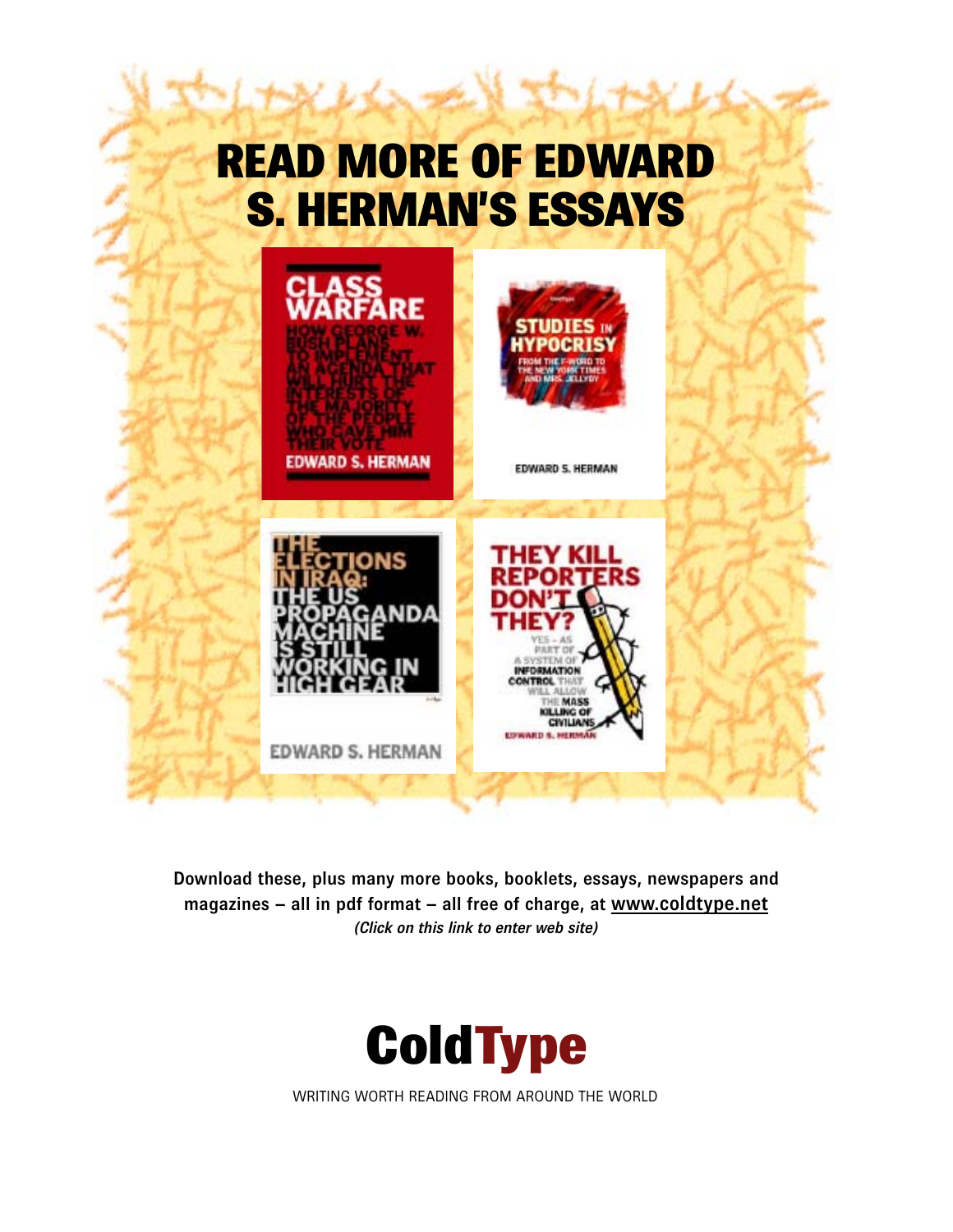# READ MORE OF EDWARD S. HERMAN'S ESSAYS

**CLASS WARFARE**
HOW GEORGE W. BUSH PLANS TO IMPLEMENT AN AGENDA THAT WILL HURT THE INTERESTS OF THE MAJORITY OF THE PEOPLE WHO GAVE HIM THEIR VOTE
EDWARD S. HERMAN

**STUDIES IN HYPOCRISY**
FROM THE F-WORD TO THE NEW YORK TIMES AND MRS. JELLYBY
EDWARD S. HERMAN

**THE ELECTIONS IN IRAQ: THE US PROPAGANDA MACHINE IS STILL WORKING IN HIGH GEAR**
EDWARD S. HERMAN

**THEY KILL REPORTERS DON'T THEY?**
YES – AS PART OF A SYSTEM OF INFORMATION CONTROL THAT WILL ALLOW THE MASS KILLING OF CIVILIANS
EDWARD S. HERMAN

**Download these, plus many more books, booklets, essays, newspapers and magazines – all in pdf format – all free of charge, at www.coldtype.net**
***(Click on this link to enter web site)***

**ColdType**

WRITING WORTH READING FROM AROUND THE WORLD